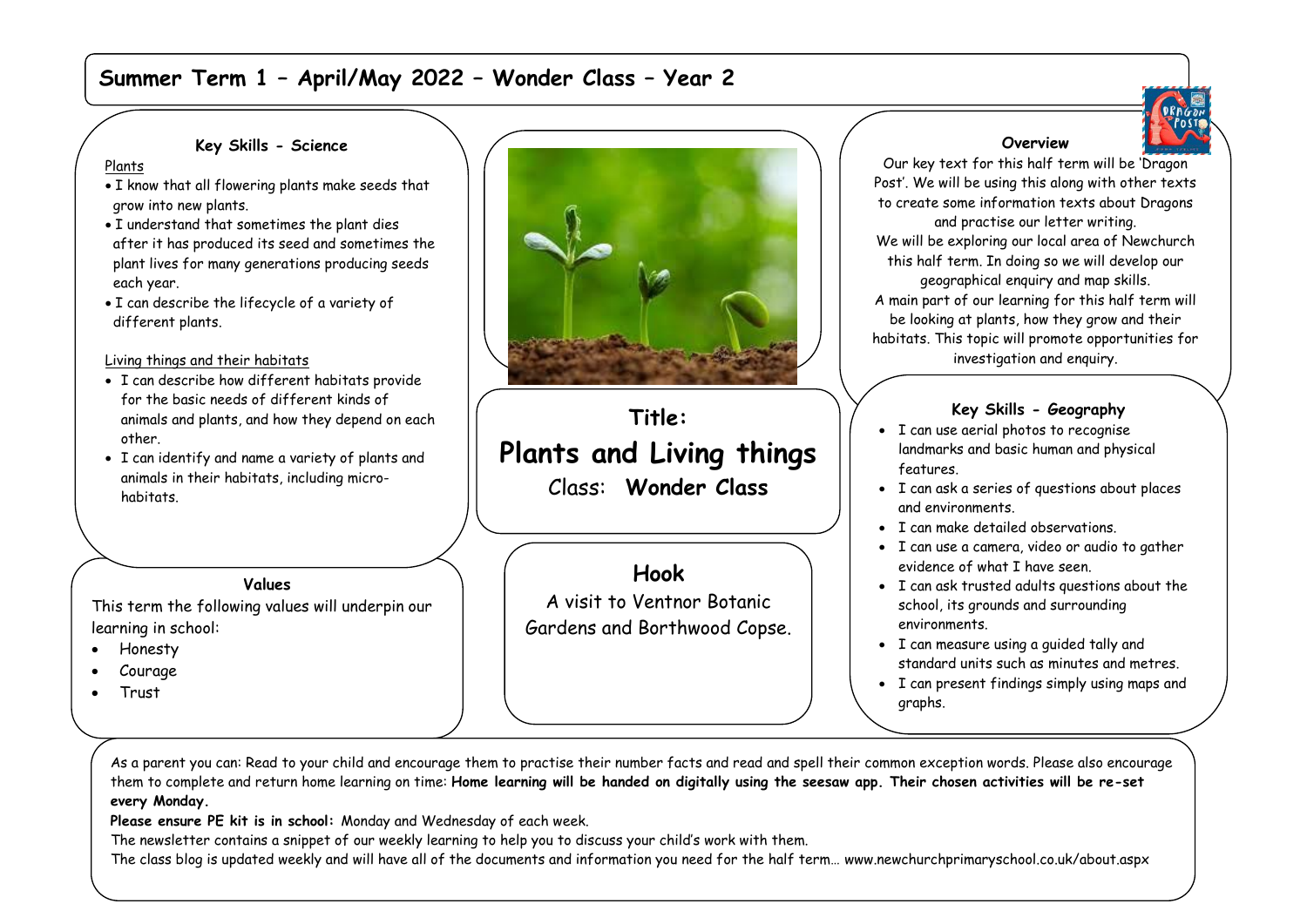# Summer Term 1 – April/May 2022 – Wonder Class – Year 2

### Key Skills - Science

Plants

- I know that all flowering plants make seeds that grow into new plants.
- I understand that sometimes the plant dies after it has produced its seed and sometimes the plant lives for many generations producing seeds each year.
- I can describe the lifecycle of a variety of different plants.

Living things and their habitats

- I can describe how different habitats provide for the basic needs of different kinds of animals and plants, and how they depend on each other.
- I can identify and name a variety of plants and animals in their habitats, including micro-habitats.

### Values

This term the following values will underpin our learning in school:

- Honesty
- Courage
- Trust

## Title:
## Plants and Living things

Class: **Wonder Class**

## Hook

A visit to Ventnor Botanic Gardens and Borthwood Copse.

### Overview

Our key text for this half term will be 'Dragon Post'. We will be using this along with other texts to create some information texts about Dragons and practise our letter writing.
We will be exploring our local area of Newchurch this half term. In doing so we will develop our geographical enquiry and map skills.
A main part of our learning for this half term will be looking at plants, how they grow and their habitats. This topic will promote opportunities for investigation and enquiry.

### Key Skills - Geography

- I can use aerial photos to recognise landmarks and basic human and physical features.
- I can ask a series of questions about places and environments.
- I can make detailed observations.
- I can use a camera, video or audio to gather evidence of what I have seen.
- I can ask trusted adults questions about the school, its grounds and surrounding environments.
- I can measure using a guided tally and standard units such as minutes and metres.
- I can present findings simply using maps and graphs.

As a parent you can: Read to your child and encourage them to practise their number facts and read and spell their common exception words. Please also encourage them to complete and return home learning on time: **Home learning will be handed on digitally using the seesaw app. Their chosen activities will be re-set every Monday.**

**Please ensure PE kit is in school:** Monday and Wednesday of each week.

The newsletter contains a snippet of our weekly learning to help you to discuss your child's work with them.

The class blog is updated weekly and will have all of the documents and information you need for the half term… www.newchurchprimaryschool.co.uk/about.aspx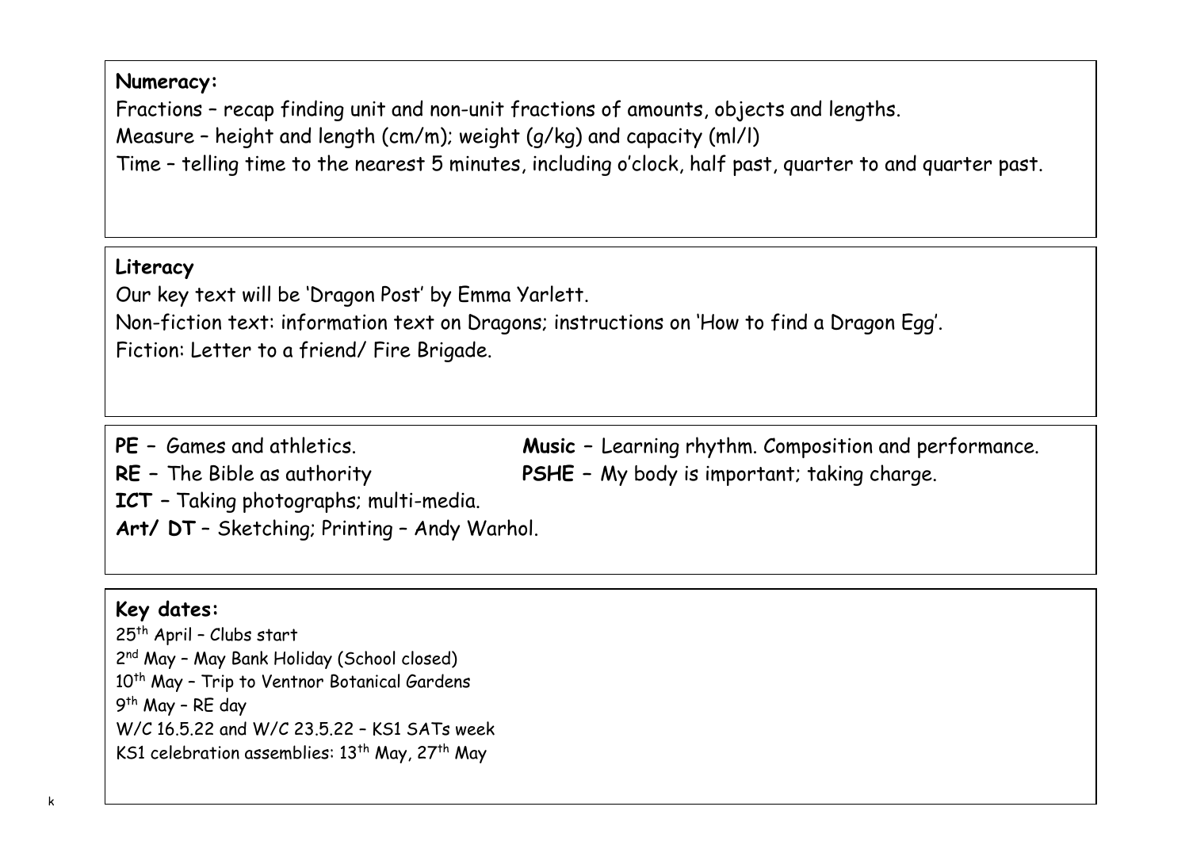**Numeracy:**

Fractions – recap finding unit and non-unit fractions of amounts, objects and lengths.

Measure – height and length (cm/m); weight (g/kg) and capacity (ml/l)

Time – telling time to the nearest 5 minutes, including o'clock, half past, quarter to and quarter past.

**Literacy**

Our key text will be 'Dragon Post' by Emma Yarlett.

Non-fiction text: information text on Dragons; instructions on 'How to find a Dragon Egg'.

Fiction: Letter to a friend/ Fire Brigade.

**PE –** Games and athletics.

**Music –** Learning rhythm. Composition and performance.

**RE –** The Bible as authority

**PSHE –** My body is important; taking charge.

**ICT –** Taking photographs; multi-media.

**Art/ DT** – Sketching; Printing – Andy Warhol.

**Key dates:**

25th April – Clubs start
2nd May – May Bank Holiday (School closed)
10th May – Trip to Ventnor Botanical Gardens
9th May – RE day
W/C 16.5.22 and W/C 23.5.22 – KS1 SATs week
KS1 celebration assemblies: 13th May, 27th May